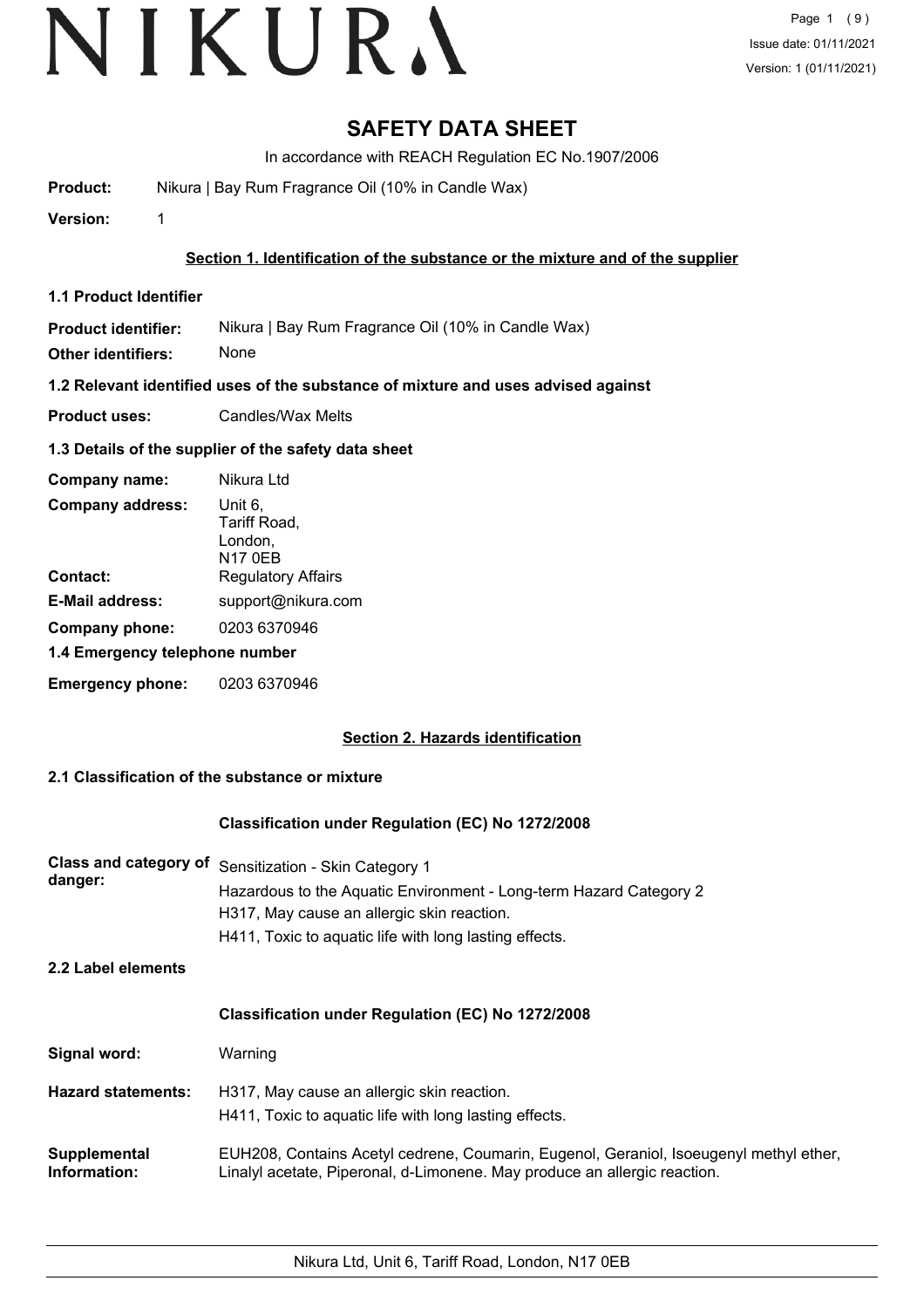# SAFETY DATA SHEET

In accordance with REACH Regulation EC No.1907/2006

**Product:** Nikura | Bay Rum Fragrance Oil (10% in Candle Wax)

**Version:** 1

## Section 1. Identification of the substance or the mixture and of the supplier

### 1.1 Product Identifier

**Product identifier:** Nikura | Bay Rum Fragrance Oil (10% in Candle Wax)

**Other identifiers:** None

### 1.2 Relevant identified uses of the substance of mixture and uses advised against

**Product uses:** Candles/Wax Melts

### 1.3 Details of the supplier of the safety data sheet

**Company name:** Nikura Ltd

**Company address:** Unit 6, Tariff Road, London, N17 0EB

**Contact:** Regulatory Affairs

**E-Mail address:** support@nikura.com

**Company phone:** 0203 6370946

### 1.4 Emergency telephone number

**Emergency phone:** 0203 6370946

## Section 2. Hazards identification

### 2.1 Classification of the substance or mixture

**Classification under Regulation (EC) No 1272/2008**

**Class and category of danger:**
Sensitization - Skin Category 1
Hazardous to the Aquatic Environment - Long-term Hazard Category 2
H317, May cause an allergic skin reaction.
H411, Toxic to aquatic life with long lasting effects.

### 2.2 Label elements

**Classification under Regulation (EC) No 1272/2008**

**Signal word:** Warning

**Hazard statements:**
H317, May cause an allergic skin reaction.
H411, Toxic to aquatic life with long lasting effects.

**Supplemental Information:** EUH208, Contains Acetyl cedrene, Coumarin, Eugenol, Geraniol, Isoeugenyl methyl ether, Linalyl acetate, Piperonal, d-Limonene. May produce an allergic reaction.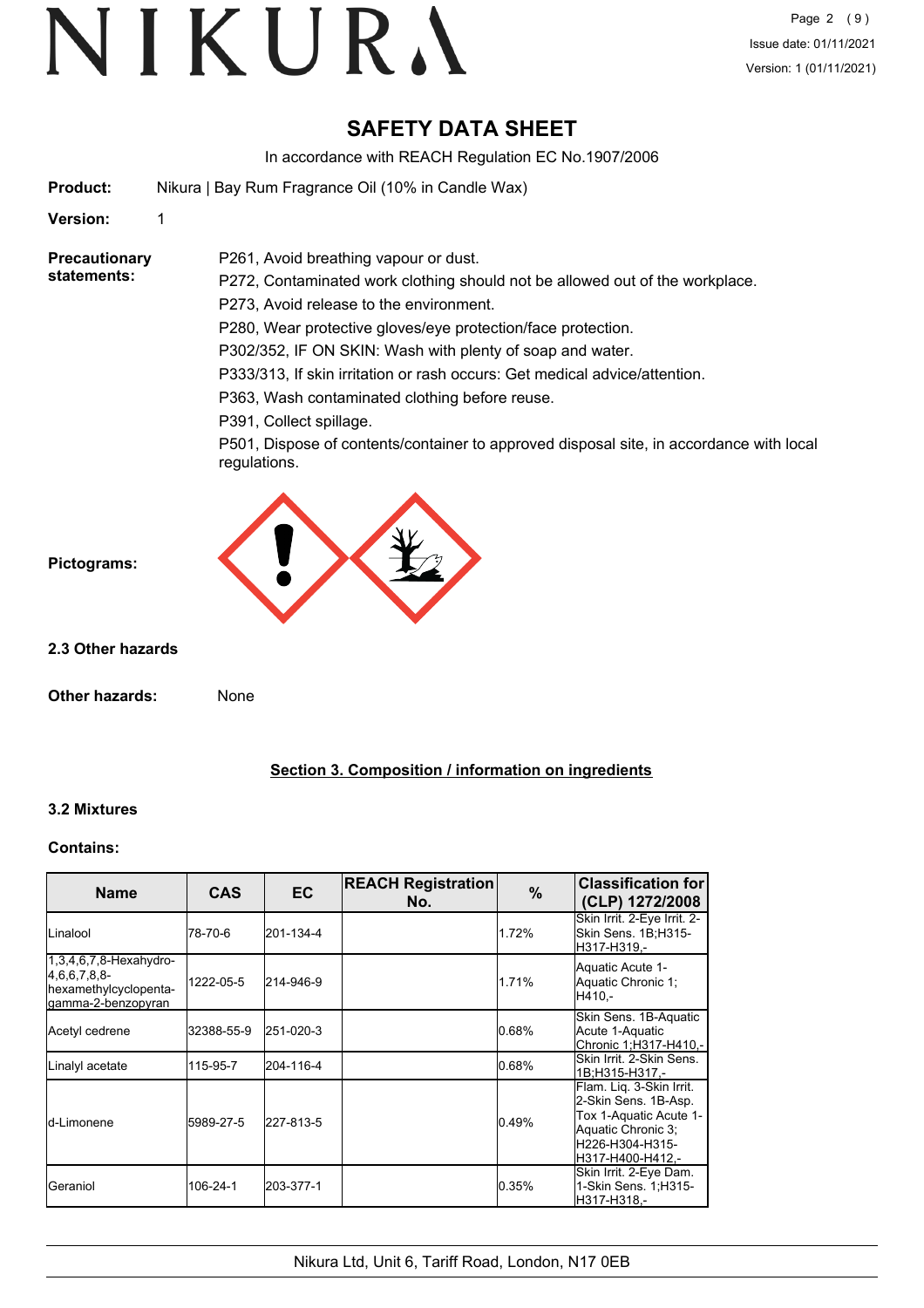# SAFETY DATA SHEET

In accordance with REACH Regulation EC No.1907/2006

**Product:** Nikura | Bay Rum Fragrance Oil (10% in Candle Wax)

**Version:** 1

**Precautionary statements:**

P261, Avoid breathing vapour or dust.

P272, Contaminated work clothing should not be allowed out of the workplace.

P273, Avoid release to the environment.

P280, Wear protective gloves/eye protection/face protection.

P302/352, IF ON SKIN: Wash with plenty of soap and water.

P333/313, If skin irritation or rash occurs: Get medical advice/attention.

P363, Wash contaminated clothing before reuse.

P391, Collect spillage.

P501, Dispose of contents/container to approved disposal site, in accordance with local regulations.

**Pictograms:**

### 2.3 Other hazards

**Other hazards:** None

## Section 3. Composition / information on ingredients

### 3.2 Mixtures

**Contains:**

| Name | CAS | EC | REACH Registration No. | % | Classification for (CLP) 1272/2008 |
|---|---|---|---|---|---|
| Linalool | 78-70-6 | 201-134-4 | | 1.72% | Skin Irrit. 2-Eye Irrit. 2-Skin Sens. 1B;H315-H317-H319,- |
| 1,3,4,6,7,8-Hexahydro-4,6,6,7,8,8-hexamethylcyclopenta-gamma-2-benzopyran | 1222-05-5 | 214-946-9 | | 1.71% | Aquatic Acute 1-Aquatic Chronic 1;H410,- |
| Acetyl cedrene | 32388-55-9 | 251-020-3 | | 0.68% | Skin Sens. 1B-Aquatic Acute 1-Aquatic Chronic 1;H317-H410,- |
| Linalyl acetate | 115-95-7 | 204-116-4 | | 0.68% | Skin Irrit. 2-Skin Sens. 1B;H315-H317,- |
| d-Limonene | 5989-27-5 | 227-813-5 | | 0.49% | Flam. Liq. 3-Skin Irrit. 2-Skin Sens. 1B-Asp. Tox 1-Aquatic Acute 1-Aquatic Chronic 3;H226-H304-H315-H317-H400-H412,- |
| Geraniol | 106-24-1 | 203-377-1 | | 0.35% | Skin Irrit. 2-Eye Dam. 1-Skin Sens. 1;H315-H317-H318,- |

Nikura Ltd, Unit 6, Tariff Road, London, N17 0EB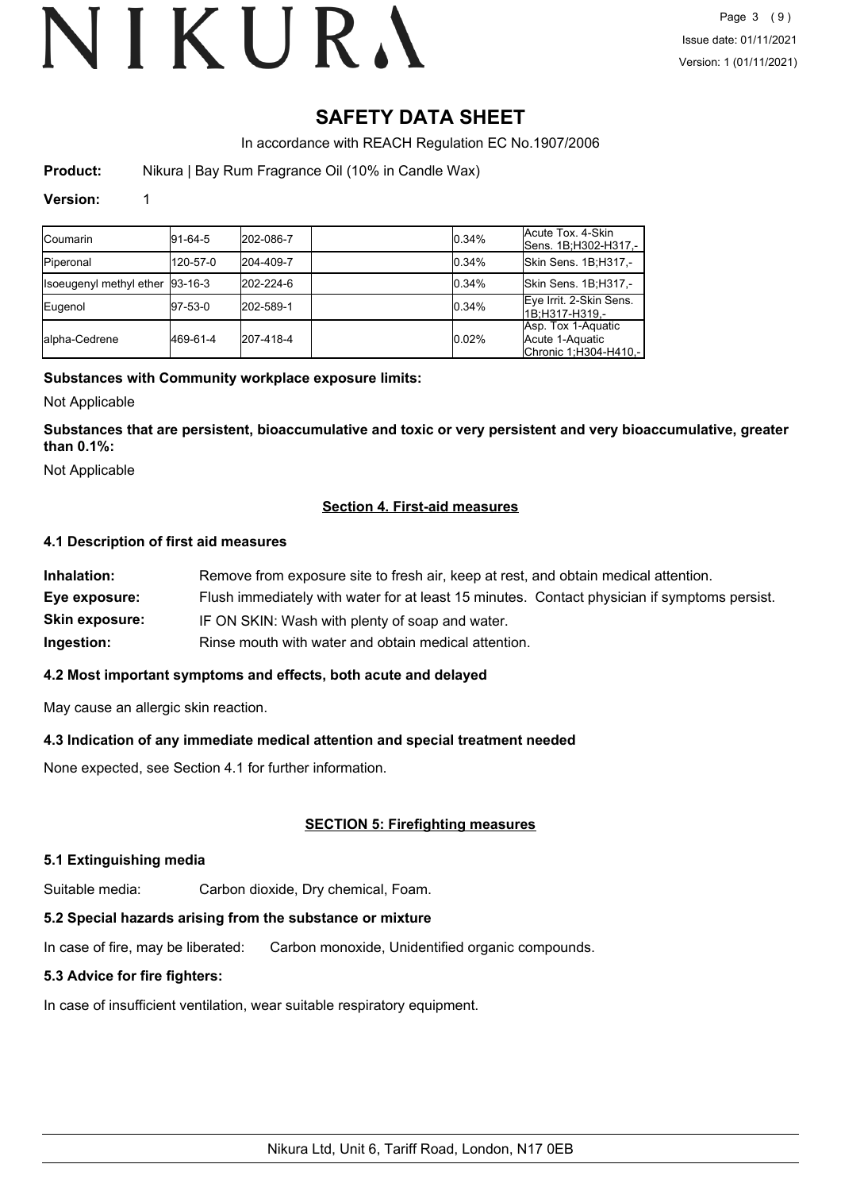# SAFETY DATA SHEET

In accordance with REACH Regulation EC No.1907/2006

**Product:** Nikura | Bay Rum Fragrance Oil (10% in Candle Wax)

**Version:** 1

| | | | | | |
|---|---|---|---|---|---|
| Coumarin | 91-64-5 | 202-086-7 | | 0.34% | Acute Tox. 4-Skin Sens. 1B;H302-H317,- |
| Piperonal | 120-57-0 | 204-409-7 | | 0.34% | Skin Sens. 1B;H317,- |
| Isoeugenyl methyl ether | 93-16-3 | 202-224-6 | | 0.34% | Skin Sens. 1B;H317,- |
| Eugenol | 97-53-0 | 202-589-1 | | 0.34% | Eye Irrit. 2-Skin Sens. 1B;H317-H319,- |
| alpha-Cedrene | 469-61-4 | 207-418-4 | | 0.02% | Asp. Tox 1-Aquatic Acute 1-Aquatic Chronic 1;H304-H410,- |

**Substances with Community workplace exposure limits:**

Not Applicable

**Substances that are persistent, bioaccumulative and toxic or very persistent and very bioaccumulative, greater than 0.1%:**

Not Applicable

## Section 4. First-aid measures

### 4.1 Description of first aid measures

**Inhalation:** Remove from exposure site to fresh air, keep at rest, and obtain medical attention.

**Eye exposure:** Flush immediately with water for at least 15 minutes. Contact physician if symptoms persist.

**Skin exposure:** IF ON SKIN: Wash with plenty of soap and water.

**Ingestion:** Rinse mouth with water and obtain medical attention.

### 4.2 Most important symptoms and effects, both acute and delayed

May cause an allergic skin reaction.

### 4.3 Indication of any immediate medical attention and special treatment needed

None expected, see Section 4.1 for further information.

## SECTION 5: Firefighting measures

### 5.1 Extinguishing media

Suitable media: Carbon dioxide, Dry chemical, Foam.

### 5.2 Special hazards arising from the substance or mixture

In case of fire, may be liberated: Carbon monoxide, Unidentified organic compounds.

### 5.3 Advice for fire fighters:

In case of insufficient ventilation, wear suitable respiratory equipment.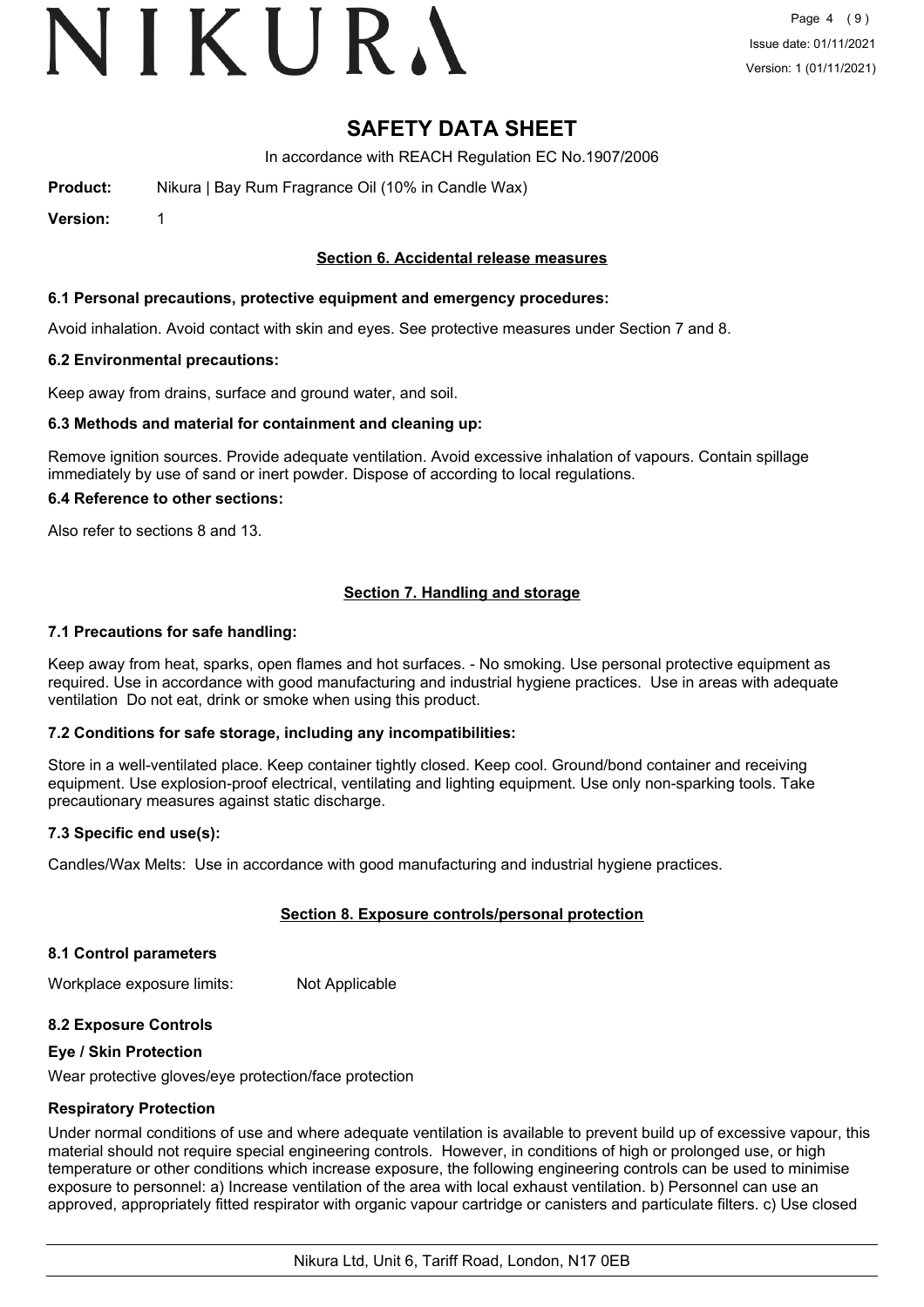# SAFETY DATA SHEET

In accordance with REACH Regulation EC No.1907/2006

**Product:** Nikura | Bay Rum Fragrance Oil (10% in Candle Wax)

**Version:** 1

## Section 6. Accidental release measures

### 6.1 Personal precautions, protective equipment and emergency procedures:

Avoid inhalation. Avoid contact with skin and eyes. See protective measures under Section 7 and 8.

### 6.2 Environmental precautions:

Keep away from drains, surface and ground water, and soil.

### 6.3 Methods and material for containment and cleaning up:

Remove ignition sources. Provide adequate ventilation. Avoid excessive inhalation of vapours. Contain spillage immediately by use of sand or inert powder. Dispose of according to local regulations.

### 6.4 Reference to other sections:

Also refer to sections 8 and 13.

## Section 7. Handling and storage

### 7.1 Precautions for safe handling:

Keep away from heat, sparks, open flames and hot surfaces. - No smoking. Use personal protective equipment as required. Use in accordance with good manufacturing and industrial hygiene practices. Use in areas with adequate ventilation Do not eat, drink or smoke when using this product.

### 7.2 Conditions for safe storage, including any incompatibilities:

Store in a well-ventilated place. Keep container tightly closed. Keep cool. Ground/bond container and receiving equipment. Use explosion-proof electrical, ventilating and lighting equipment. Use only non-sparking tools. Take precautionary measures against static discharge.

### 7.3 Specific end use(s):

Candles/Wax Melts: Use in accordance with good manufacturing and industrial hygiene practices.

## Section 8. Exposure controls/personal protection

### 8.1 Control parameters

Workplace exposure limits: Not Applicable

### 8.2 Exposure Controls

#### Eye / Skin Protection

Wear protective gloves/eye protection/face protection

#### Respiratory Protection

Under normal conditions of use and where adequate ventilation is available to prevent build up of excessive vapour, this material should not require special engineering controls. However, in conditions of high or prolonged use, or high temperature or other conditions which increase exposure, the following engineering controls can be used to minimise exposure to personnel: a) Increase ventilation of the area with local exhaust ventilation. b) Personnel can use an approved, appropriately fitted respirator with organic vapour cartridge or canisters and particulate filters. c) Use closed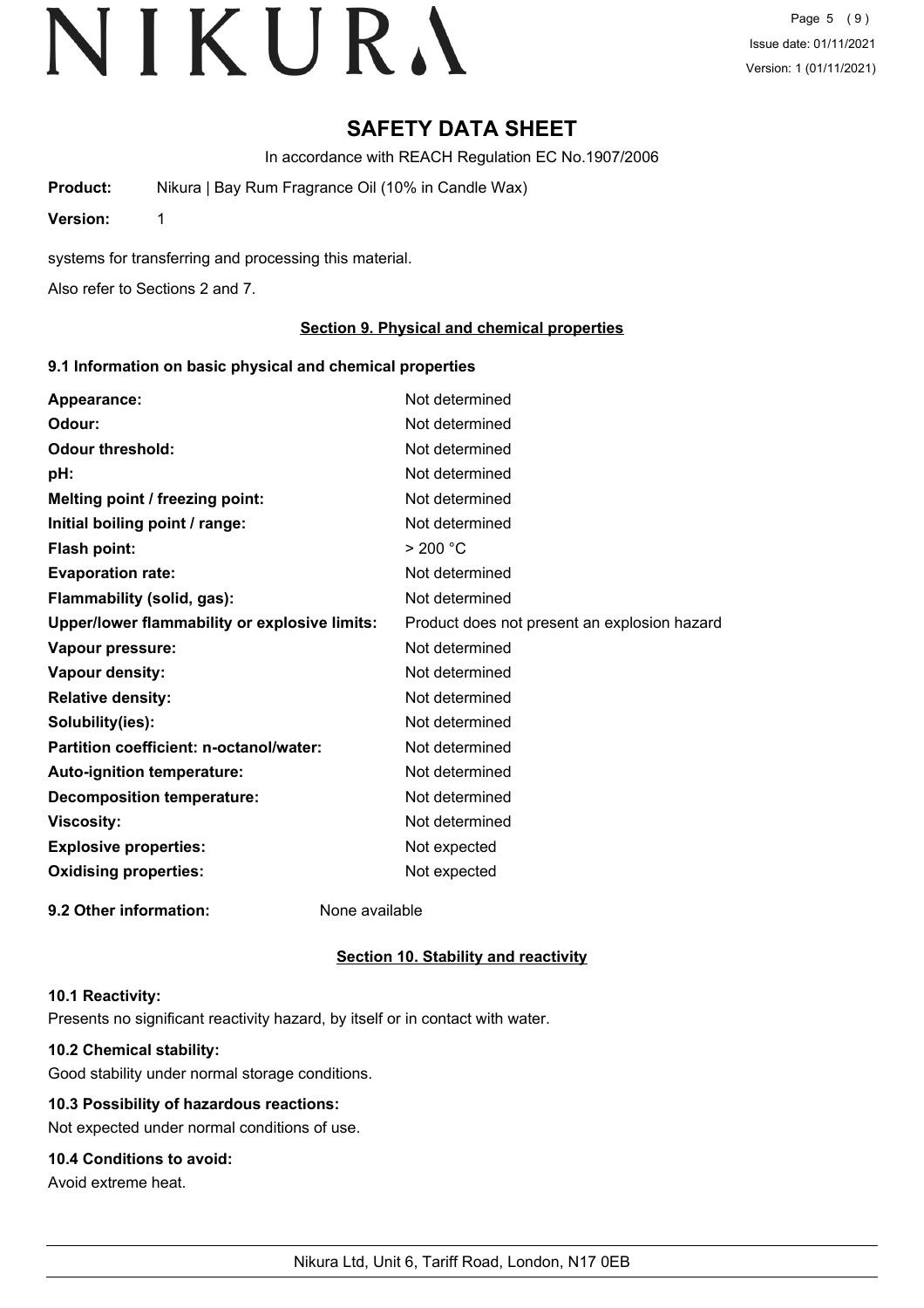# SAFETY DATA SHEET

In accordance with REACH Regulation EC No.1907/2006

**Product:** Nikura | Bay Rum Fragrance Oil (10% in Candle Wax)

**Version:** 1

systems for transferring and processing this material.

Also refer to Sections 2 and 7.

## Section 9. Physical and chemical properties

### 9.1 Information on basic physical and chemical properties

| | |
|---|---|
| **Appearance:** | Not determined |
| **Odour:** | Not determined |
| **Odour threshold:** | Not determined |
| **pH:** | Not determined |
| **Melting point / freezing point:** | Not determined |
| **Initial boiling point / range:** | Not determined |
| **Flash point:** | > 200 °C |
| **Evaporation rate:** | Not determined |
| **Flammability (solid, gas):** | Not determined |
| **Upper/lower flammability or explosive limits:** | Product does not present an explosion hazard |
| **Vapour pressure:** | Not determined |
| **Vapour density:** | Not determined |
| **Relative density:** | Not determined |
| **Solubility(ies):** | Not determined |
| **Partition coefficient: n-octanol/water:** | Not determined |
| **Auto-ignition temperature:** | Not determined |
| **Decomposition temperature:** | Not determined |
| **Viscosity:** | Not determined |
| **Explosive properties:** | Not expected |
| **Oxidising properties:** | Not expected |

**9.2 Other information:** None available

## Section 10. Stability and reactivity

**10.1 Reactivity:**

Presents no significant reactivity hazard, by itself or in contact with water.

**10.2 Chemical stability:**

Good stability under normal storage conditions.

**10.3 Possibility of hazardous reactions:**

Not expected under normal conditions of use.

**10.4 Conditions to avoid:**

Avoid extreme heat.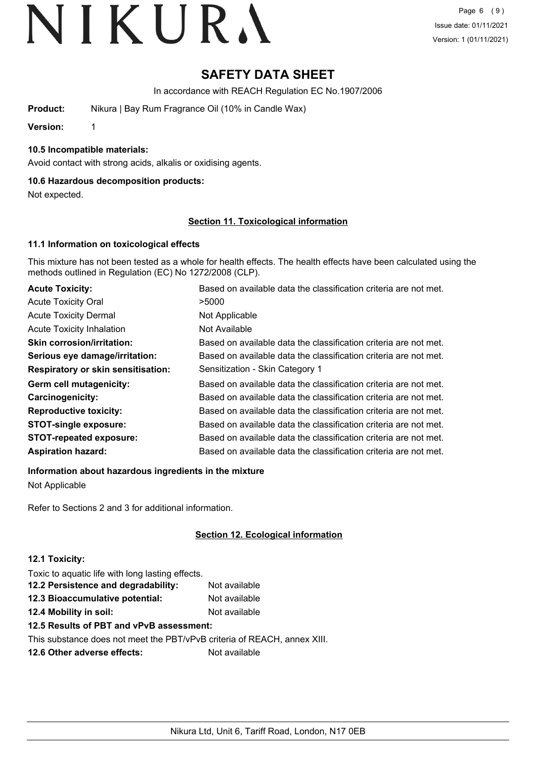# SAFETY DATA SHEET

In accordance with REACH Regulation EC No.1907/2006

**Product:** Nikura | Bay Rum Fragrance Oil (10% in Candle Wax)

**Version:** 1

### 10.5 Incompatible materials:

Avoid contact with strong acids, alkalis or oxidising agents.

### 10.6 Hazardous decomposition products:

Not expected.

## Section 11. Toxicological information

### 11.1 Information on toxicological effects

This mixture has not been tested as a whole for health effects. The health effects have been calculated using the methods outlined in Regulation (EC) No 1272/2008 (CLP).

| | |
|---|---|
| **Acute Toxicity:** | Based on available data the classification criteria are not met. |
| Acute Toxicity Oral | >5000 |
| Acute Toxicity Dermal | Not Applicable |
| Acute Toxicity Inhalation | Not Available |
| **Skin corrosion/irritation:** | Based on available data the classification criteria are not met. |
| **Serious eye damage/irritation:** | Based on available data the classification criteria are not met. |
| **Respiratory or skin sensitisation:** | Sensitization - Skin Category 1 |
| **Germ cell mutagenicity:** | Based on available data the classification criteria are not met. |
| **Carcinogenicity:** | Based on available data the classification criteria are not met. |
| **Reproductive toxicity:** | Based on available data the classification criteria are not met. |
| **STOT-single exposure:** | Based on available data the classification criteria are not met. |
| **STOT-repeated exposure:** | Based on available data the classification criteria are not met. |
| **Aspiration hazard:** | Based on available data the classification criteria are not met. |

### Information about hazardous ingredients in the mixture

Not Applicable

Refer to Sections 2 and 3 for additional information.

## Section 12. Ecological information

### 12.1 Toxicity:

Toxic to aquatic life with long lasting effects.

| | |
|---|---|
| **12.2 Persistence and degradability:** | Not available |
| **12.3 Bioaccumulative potential:** | Not available |
| **12.4 Mobility in soil:** | Not available |

### 12.5 Results of PBT and vPvB assessment:

This substance does not meet the PBT/vPvB criteria of REACH, annex XIII.

**12.6 Other adverse effects:** Not available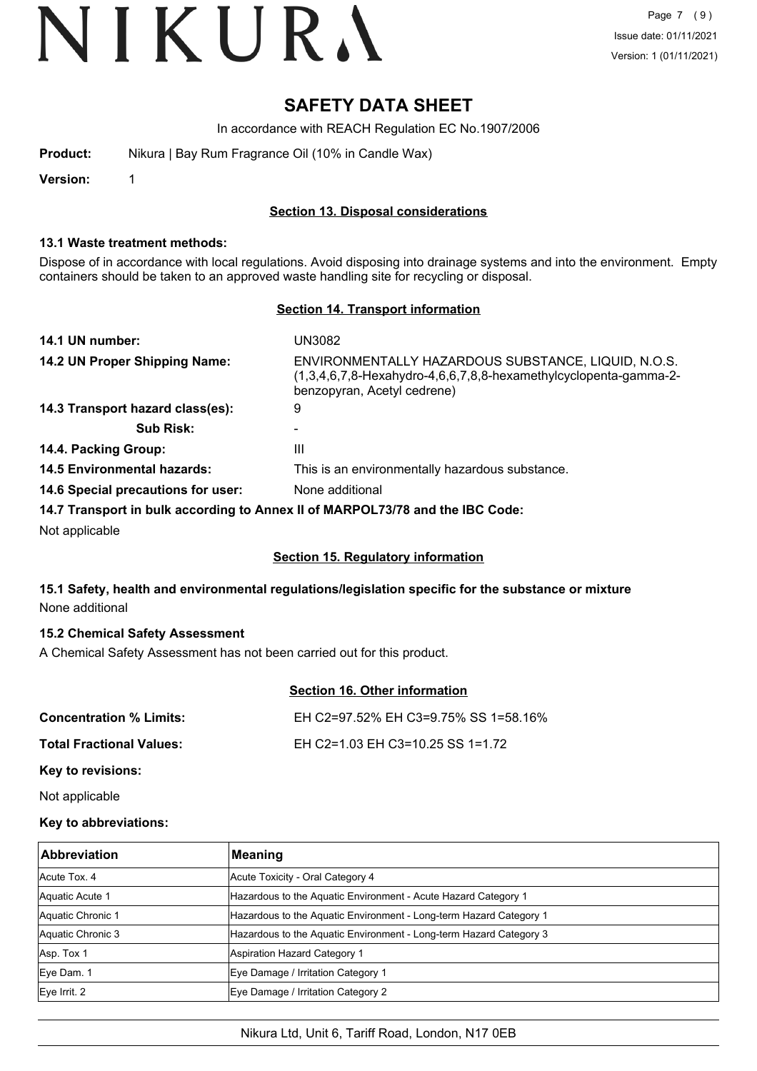# SAFETY DATA SHEET

In accordance with REACH Regulation EC No.1907/2006

**Product:** Nikura | Bay Rum Fragrance Oil (10% in Candle Wax)

**Version:** 1

## Section 13. Disposal considerations

### 13.1 Waste treatment methods:

Dispose of in accordance with local regulations. Avoid disposing into drainage systems and into the environment. Empty containers should be taken to an approved waste handling site for recycling or disposal.

## Section 14. Transport information

| | |
|---|---|
| **14.1 UN number:** | UN3082 |
| **14.2 UN Proper Shipping Name:** | ENVIRONMENTALLY HAZARDOUS SUBSTANCE, LIQUID, N.O.S. (1,3,4,6,7,8-Hexahydro-4,6,6,7,8,8-hexamethylcyclopenta-gamma-2-benzopyran, Acetyl cedrene) |
| **14.3 Transport hazard class(es):** | 9 |
| **Sub Risk:** | - |
| **14.4. Packing Group:** | III |
| **14.5 Environmental hazards:** | This is an environmentally hazardous substance. |
| **14.6 Special precautions for user:** | None additional |

### 14.7 Transport in bulk according to Annex II of MARPOL73/78 and the IBC Code:

Not applicable

## Section 15. Regulatory information

### 15.1 Safety, health and environmental regulations/legislation specific for the substance or mixture

None additional

### 15.2 Chemical Safety Assessment

A Chemical Safety Assessment has not been carried out for this product.

## Section 16. Other information

| | |
|---|---|
| **Concentration % Limits:** | EH C2=97.52% EH C3=9.75% SS 1=58.16% |
| **Total Fractional Values:** | EH C2=1.03 EH C3=10.25 SS 1=1.72 |

**Key to revisions:**

Not applicable

**Key to abbreviations:**

| Abbreviation | Meaning |
|---|---|
| Acute Tox. 4 | Acute Toxicity - Oral Category 4 |
| Aquatic Acute 1 | Hazardous to the Aquatic Environment - Acute Hazard Category 1 |
| Aquatic Chronic 1 | Hazardous to the Aquatic Environment - Long-term Hazard Category 1 |
| Aquatic Chronic 3 | Hazardous to the Aquatic Environment - Long-term Hazard Category 3 |
| Asp. Tox 1 | Aspiration Hazard Category 1 |
| Eye Dam. 1 | Eye Damage / Irritation Category 1 |
| Eye Irrit. 2 | Eye Damage / Irritation Category 2 |

Nikura Ltd, Unit 6, Tariff Road, London, N17 0EB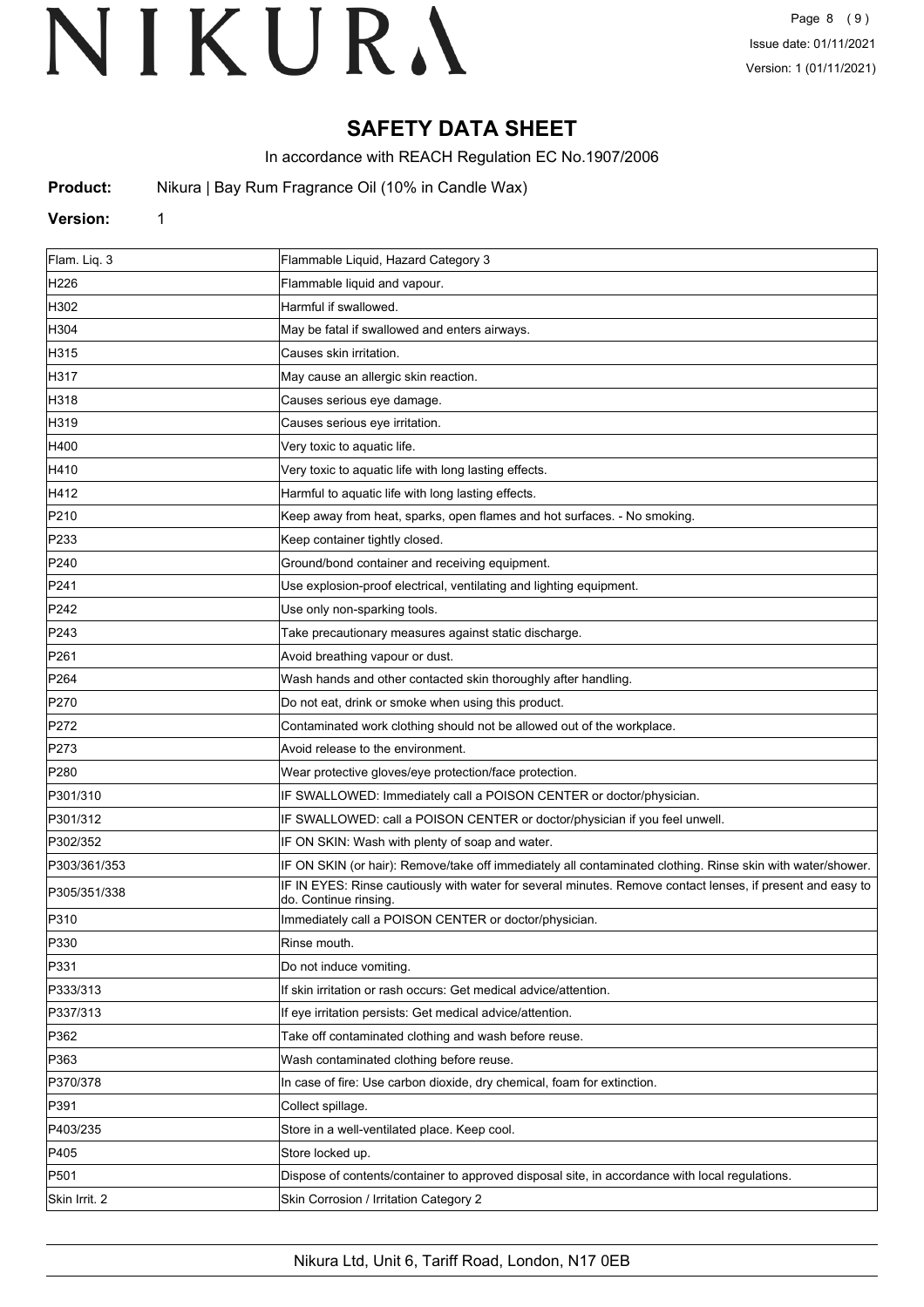# SAFETY DATA SHEET

In accordance with REACH Regulation EC No.1907/2006

**Product:** Nikura | Bay Rum Fragrance Oil (10% in Candle Wax)

**Version:** 1

| | |
|---|---|
| Flam. Liq. 3 | Flammable Liquid, Hazard Category 3 |
| H226 | Flammable liquid and vapour. |
| H302 | Harmful if swallowed. |
| H304 | May be fatal if swallowed and enters airways. |
| H315 | Causes skin irritation. |
| H317 | May cause an allergic skin reaction. |
| H318 | Causes serious eye damage. |
| H319 | Causes serious eye irritation. |
| H400 | Very toxic to aquatic life. |
| H410 | Very toxic to aquatic life with long lasting effects. |
| H412 | Harmful to aquatic life with long lasting effects. |
| P210 | Keep away from heat, sparks, open flames and hot surfaces. - No smoking. |
| P233 | Keep container tightly closed. |
| P240 | Ground/bond container and receiving equipment. |
| P241 | Use explosion-proof electrical, ventilating and lighting equipment. |
| P242 | Use only non-sparking tools. |
| P243 | Take precautionary measures against static discharge. |
| P261 | Avoid breathing vapour or dust. |
| P264 | Wash hands and other contacted skin thoroughly after handling. |
| P270 | Do not eat, drink or smoke when using this product. |
| P272 | Contaminated work clothing should not be allowed out of the workplace. |
| P273 | Avoid release to the environment. |
| P280 | Wear protective gloves/eye protection/face protection. |
| P301/310 | IF SWALLOWED: Immediately call a POISON CENTER or doctor/physician. |
| P301/312 | IF SWALLOWED: call a POISON CENTER or doctor/physician if you feel unwell. |
| P302/352 | IF ON SKIN: Wash with plenty of soap and water. |
| P303/361/353 | IF ON SKIN (or hair): Remove/take off immediately all contaminated clothing. Rinse skin with water/shower. |
| P305/351/338 | IF IN EYES: Rinse cautiously with water for several minutes. Remove contact lenses, if present and easy to do. Continue rinsing. |
| P310 | Immediately call a POISON CENTER or doctor/physician. |
| P330 | Rinse mouth. |
| P331 | Do not induce vomiting. |
| P333/313 | If skin irritation or rash occurs: Get medical advice/attention. |
| P337/313 | If eye irritation persists: Get medical advice/attention. |
| P362 | Take off contaminated clothing and wash before reuse. |
| P363 | Wash contaminated clothing before reuse. |
| P370/378 | In case of fire: Use carbon dioxide, dry chemical, foam for extinction. |
| P391 | Collect spillage. |
| P403/235 | Store in a well-ventilated place. Keep cool. |
| P405 | Store locked up. |
| P501 | Dispose of contents/container to approved disposal site, in accordance with local regulations. |
| Skin Irrit. 2 | Skin Corrosion / Irritation Category 2 |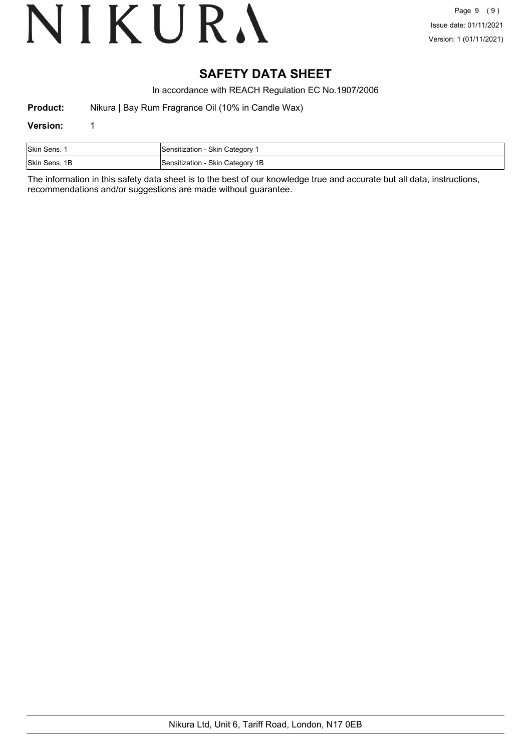## SAFETY DATA SHEET

In accordance with REACH Regulation EC No.1907/2006

**Product:** Nikura | Bay Rum Fragrance Oil (10% in Candle Wax)

**Version:** 1

| | |
|---|---|
| Skin Sens. 1 | Sensitization - Skin Category 1 |
| Skin Sens. 1B | Sensitization - Skin Category 1B |

The information in this safety data sheet is to the best of our knowledge true and accurate but all data, instructions, recommendations and/or suggestions are made without guarantee.

Nikura Ltd, Unit 6, Tariff Road, London, N17 0EB